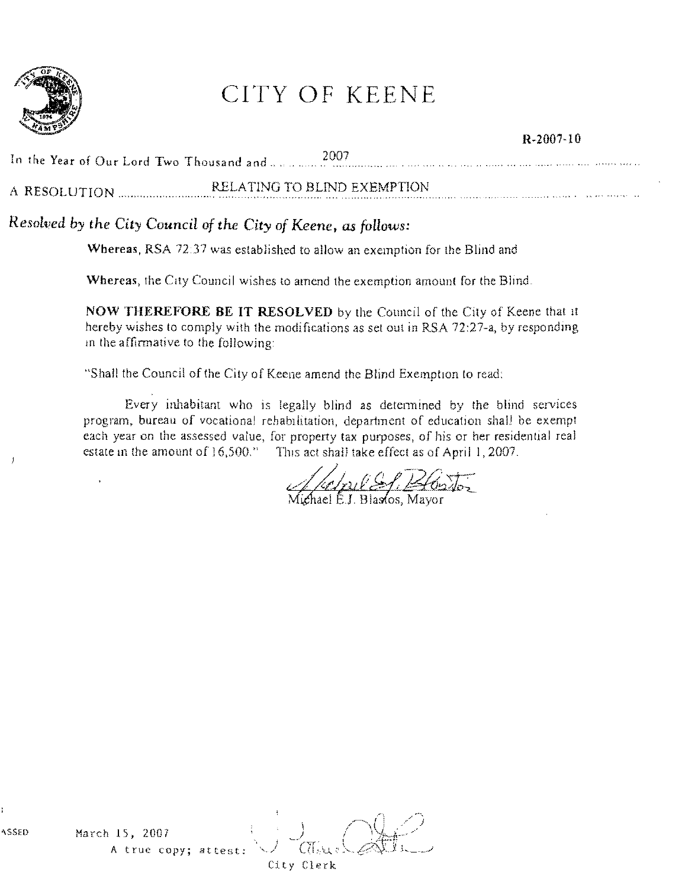# CITY OF KEENE

R-2007-10

In the Year of Our Lord Two Thousand and 2007

A RESOLUTION RELATING TO BLIND EXEMPTION

*Resolved by the City Council of the City of Keene, as follows:*

**Whereas**, RSA 72:37 was established to allow an exemption for the Blind and

**Whereas**, the City Council wishes to amend the exemption amount for the Blind.

**NOW THEREFORE BE IT RESOLVED** by the Council of the City of Keene that it hereby wishes to comply with the modifications as set out in RSA 72:27-a, by responding in the affirmative to the following:

"Shall the Council of the City of Keene amend the Blind Exemption to read:

Every inhabitant who is legally blind as determined by the blind services program, bureau of vocational rehabilitation, department of education shall be exempt each year on the assessed value, for property tax purposes, of his or her residential real estate in the amount of 16,500." This act shall take effect as of April 1, 2007.

Michael E.J. Blastos, Mayor

PASSED March 15, 2007

A true copy; attest:

City Clerk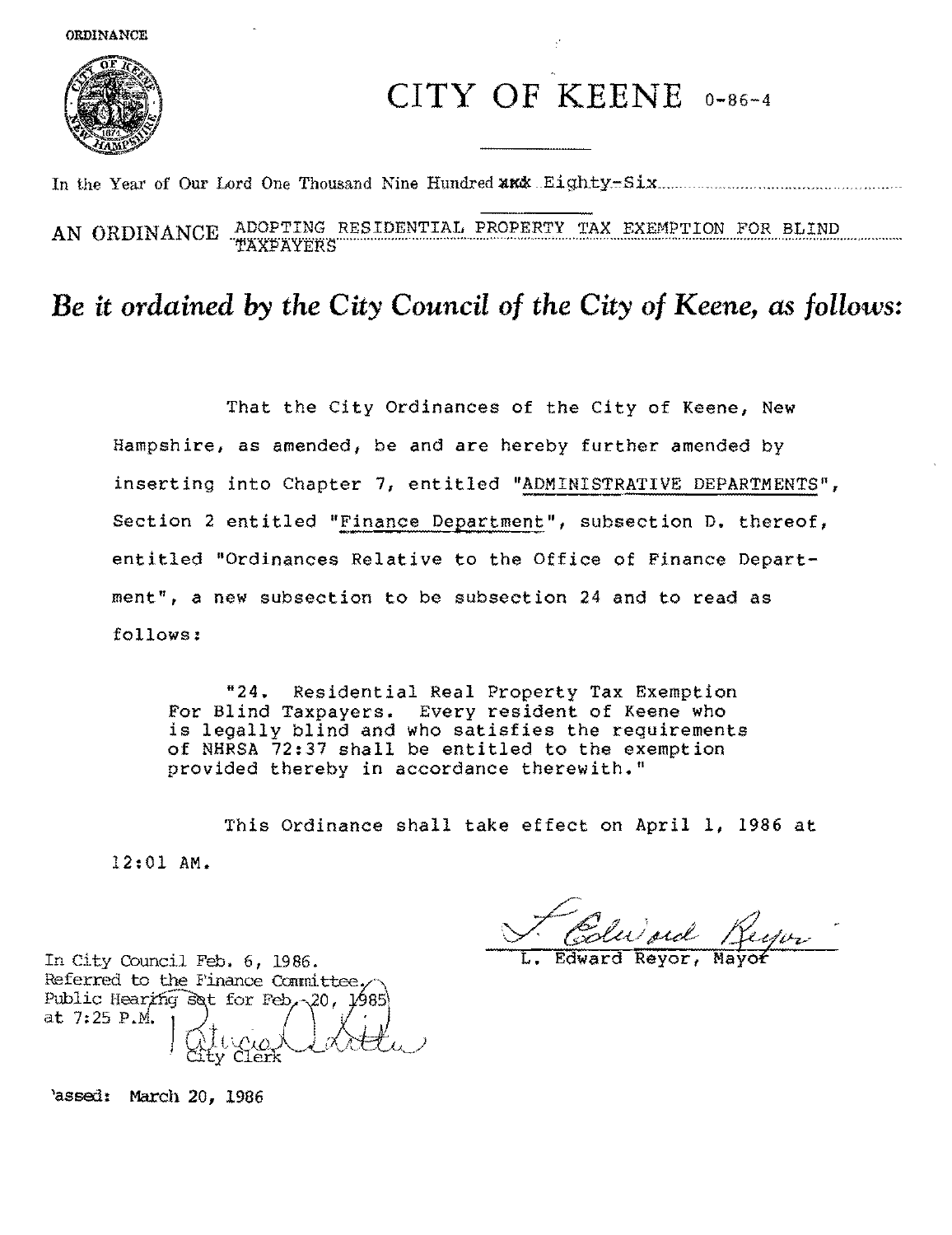ORDINANCE

# CITY OF KEENE 0-86-4

In the Year of Our Lord One Thousand Nine Hundred ~~and~~ Eighty-Six

AN ORDINANCE ADOPTING RESIDENTIAL PROPERTY TAX EXEMPTION FOR BLIND TAXPAYERS

## *Be it ordained by the City Council of the City of Keene, as follows:*

That the City Ordinances of the City of Keene, New Hampshire, as amended, be and are hereby further amended by inserting into Chapter 7, entitled "ADMINISTRATIVE DEPARTMENTS", Section 2 entitled "Finance Department", subsection D. thereof, entitled "Ordinances Relative to the Office of Finance Department", a new subsection to be subsection 24 and to read as follows:

> "24. Residential Real Property Tax Exemption For Blind Taxpayers. Every resident of Keene who is legally blind and who satisfies the requirements of NHRSA 72:37 shall be entitled to the exemption provided thereby in accordance therewith."

This Ordinance shall take effect on April 1, 1986 at 12:01 AM.

L. Edward Reyor

L. Edward Reyor, Mayor

In City Council Feb. 6, 1986.
Referred to the Finance Committee.
Public Hearing set for Feb. 20, 1985
at 7:25 P.M.

Patricia A. Little
City Clerk

Passed: March 20, 1986